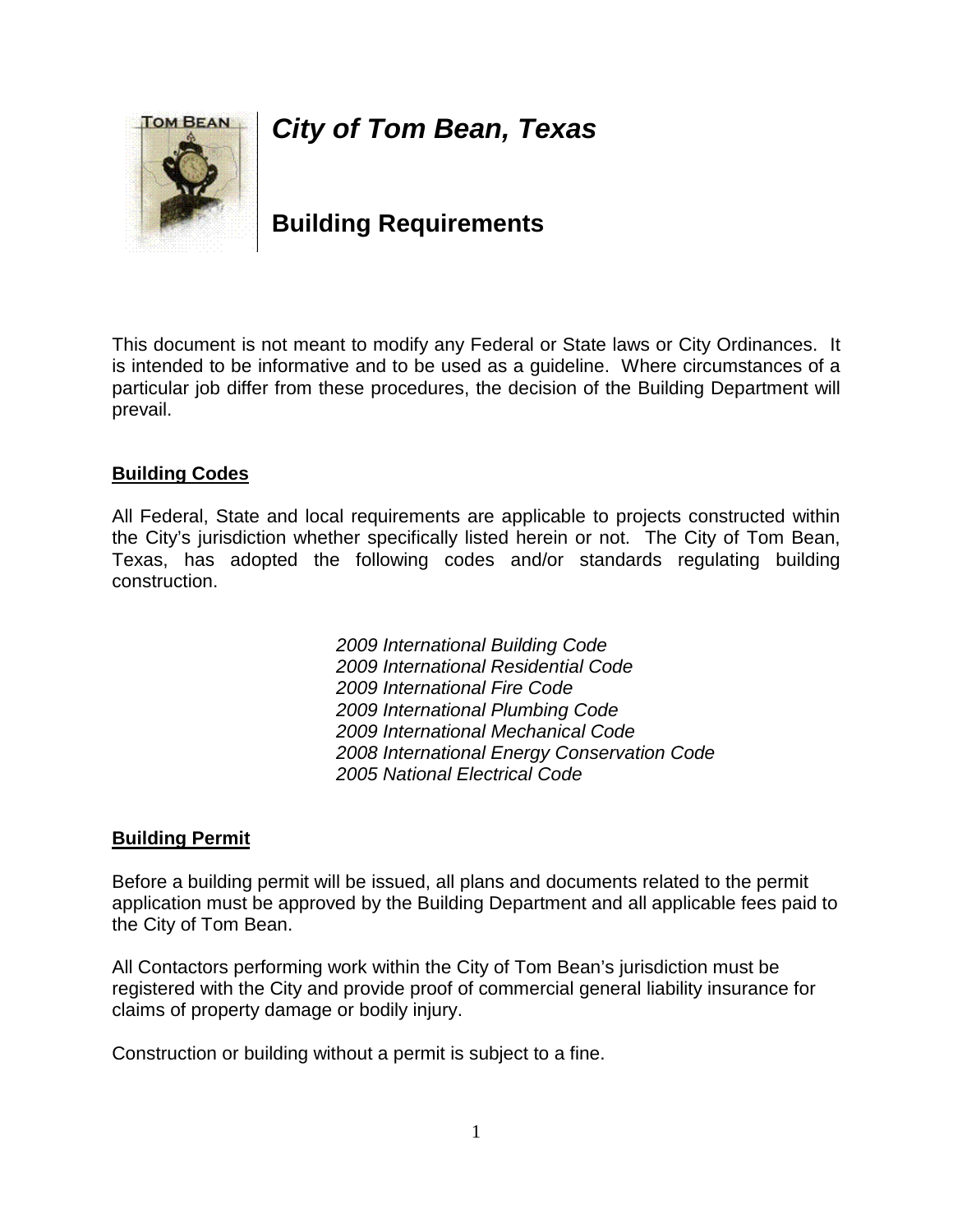# *City of Tom Bean, Texas*

## Building Requirements

This document is not meant to modify any Federal or State laws or City Ordinances. It is intended to be informative and to be used as a guideline. Where circumstances of a particular job differ from these procedures, the decision of the Building Department will prevail.

**Building Codes**

All Federal, State and local requirements are applicable to projects constructed within the City's jurisdiction whether specifically listed herein or not. The City of Tom Bean, Texas, has adopted the following codes and/or standards regulating building construction.

*2009 International Building Code*
*2009 International Residential Code*
*2009 International Fire Code*
*2009 International Plumbing Code*
*2009 International Mechanical Code*
*2008 International Energy Conservation Code*
*2005 National Electrical Code*

**Building Permit**

Before a building permit will be issued, all plans and documents related to the permit application must be approved by the Building Department and all applicable fees paid to the City of Tom Bean.

All Contactors performing work within the City of Tom Bean's jurisdiction must be registered with the City and provide proof of commercial general liability insurance for claims of property damage or bodily injury.

Construction or building without a permit is subject to a fine.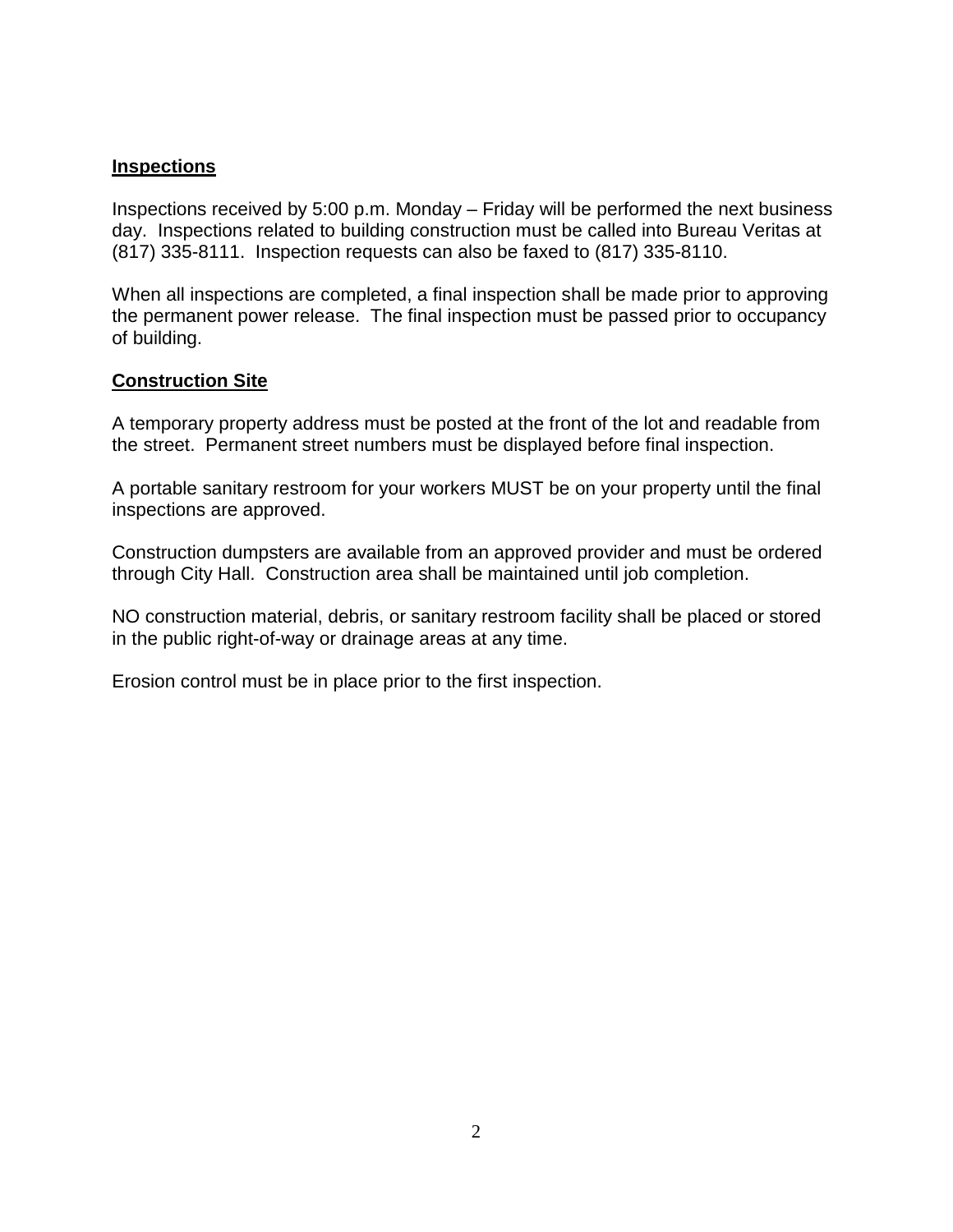## Inspections

Inspections received by 5:00 p.m. Monday – Friday will be performed the next business day. Inspections related to building construction must be called into Bureau Veritas at (817) 335-8111. Inspection requests can also be faxed to (817) 335-8110.

When all inspections are completed, a final inspection shall be made prior to approving the permanent power release. The final inspection must be passed prior to occupancy of building.

## Construction Site

A temporary property address must be posted at the front of the lot and readable from the street. Permanent street numbers must be displayed before final inspection.

A portable sanitary restroom for your workers MUST be on your property until the final inspections are approved.

Construction dumpsters are available from an approved provider and must be ordered through City Hall. Construction area shall be maintained until job completion.

NO construction material, debris, or sanitary restroom facility shall be placed or stored in the public right-of-way or drainage areas at any time.

Erosion control must be in place prior to the first inspection.